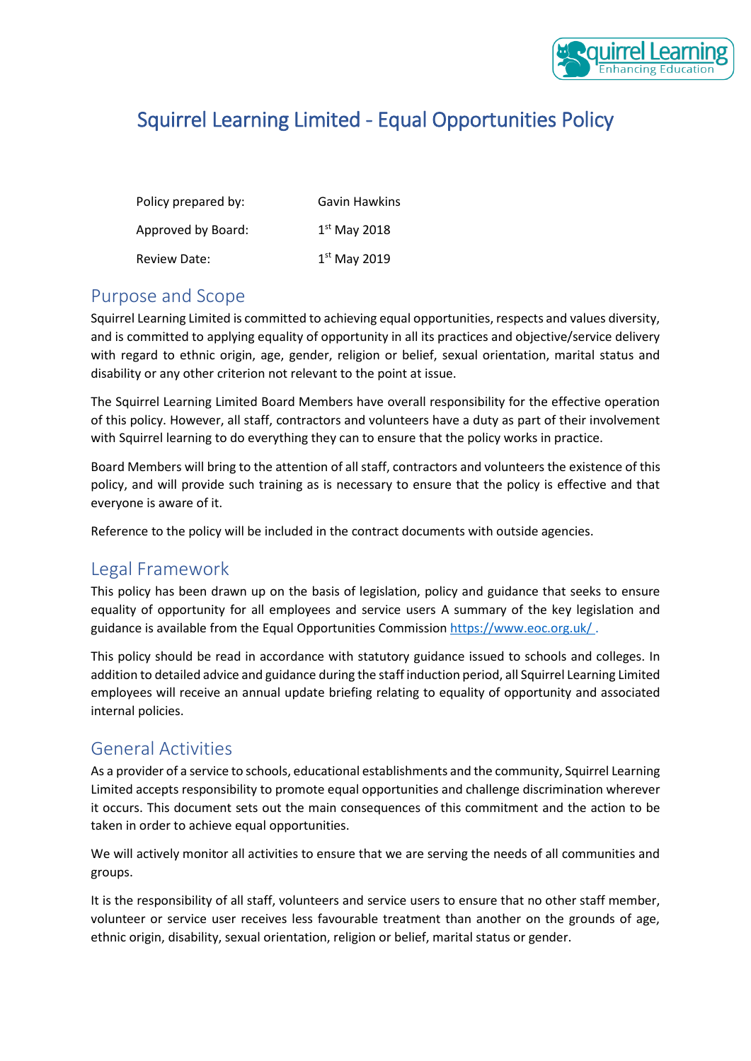# Squirrel Learning Limited - Equal Opportunities Policy

| Policy prepared by: | Gavin Hawkins |
|---|---|
| Approved by Board: | 1st May 2018 |
| Review Date: | 1st May 2019 |

## Purpose and Scope

Squirrel Learning Limited is committed to achieving equal opportunities, respects and values diversity, and is committed to applying equality of opportunity in all its practices and objective/service delivery with regard to ethnic origin, age, gender, religion or belief, sexual orientation, marital status and disability or any other criterion not relevant to the point at issue.

The Squirrel Learning Limited Board Members have overall responsibility for the effective operation of this policy. However, all staff, contractors and volunteers have a duty as part of their involvement with Squirrel learning to do everything they can to ensure that the policy works in practice.

Board Members will bring to the attention of all staff, contractors and volunteers the existence of this policy, and will provide such training as is necessary to ensure that the policy is effective and that everyone is aware of it.

Reference to the policy will be included in the contract documents with outside agencies.

## Legal Framework

This policy has been drawn up on the basis of legislation, policy and guidance that seeks to ensure equality of opportunity for all employees and service users A summary of the key legislation and guidance is available from the Equal Opportunities Commission https://www.eoc.org.uk/ .

This policy should be read in accordance with statutory guidance issued to schools and colleges. In addition to detailed advice and guidance during the staff induction period, all Squirrel Learning Limited employees will receive an annual update briefing relating to equality of opportunity and associated internal policies.

## General Activities

As a provider of a service to schools, educational establishments and the community, Squirrel Learning Limited accepts responsibility to promote equal opportunities and challenge discrimination wherever it occurs. This document sets out the main consequences of this commitment and the action to be taken in order to achieve equal opportunities.

We will actively monitor all activities to ensure that we are serving the needs of all communities and groups.

It is the responsibility of all staff, volunteers and service users to ensure that no other staff member, volunteer or service user receives less favourable treatment than another on the grounds of age, ethnic origin, disability, sexual orientation, religion or belief, marital status or gender.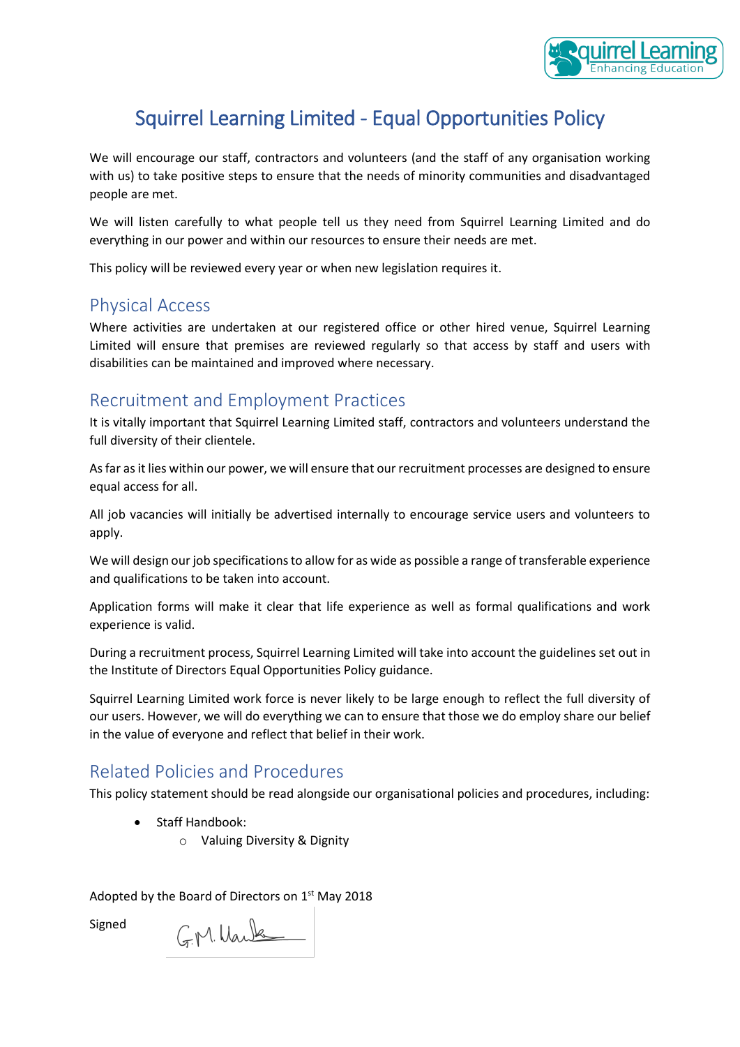# Squirrel Learning Limited - Equal Opportunities Policy

We will encourage our staff, contractors and volunteers (and the staff of any organisation working with us) to take positive steps to ensure that the needs of minority communities and disadvantaged people are met.

We will listen carefully to what people tell us they need from Squirrel Learning Limited and do everything in our power and within our resources to ensure their needs are met.

This policy will be reviewed every year or when new legislation requires it.

## Physical Access

Where activities are undertaken at our registered office or other hired venue, Squirrel Learning Limited will ensure that premises are reviewed regularly so that access by staff and users with disabilities can be maintained and improved where necessary.

## Recruitment and Employment Practices

It is vitally important that Squirrel Learning Limited staff, contractors and volunteers understand the full diversity of their clientele.

As far as it lies within our power, we will ensure that our recruitment processes are designed to ensure equal access for all.

All job vacancies will initially be advertised internally to encourage service users and volunteers to apply.

We will design our job specifications to allow for as wide as possible a range of transferable experience and qualifications to be taken into account.

Application forms will make it clear that life experience as well as formal qualifications and work experience is valid.

During a recruitment process, Squirrel Learning Limited will take into account the guidelines set out in the Institute of Directors Equal Opportunities Policy guidance.

Squirrel Learning Limited work force is never likely to be large enough to reflect the full diversity of our users. However, we will do everything we can to ensure that those we do employ share our belief in the value of everyone and reflect that belief in their work.

## Related Policies and Procedures

This policy statement should be read alongside our organisational policies and procedures, including:

- Staff Handbook:
  - Valuing Diversity & Dignity

Adopted by the Board of Directors on 1st May 2018

Signed G.M. Hawke